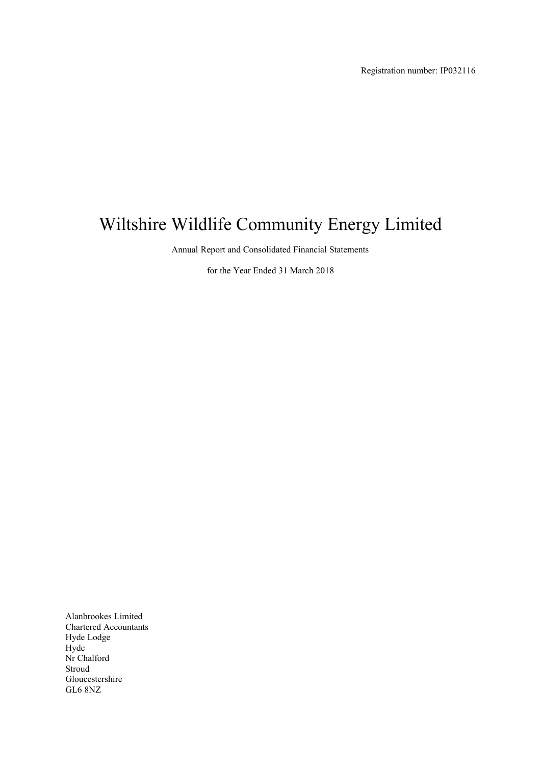Registration number: IP032116

# Wiltshire Wildlife Community Energy Limited

Annual Report and Consolidated Financial Statements

for the Year Ended 31 March 2018

Alanbrookes Limited
Chartered Accountants
Hyde Lodge
Hyde
Nr Chalford
Stroud
Gloucestershire
GL6 8NZ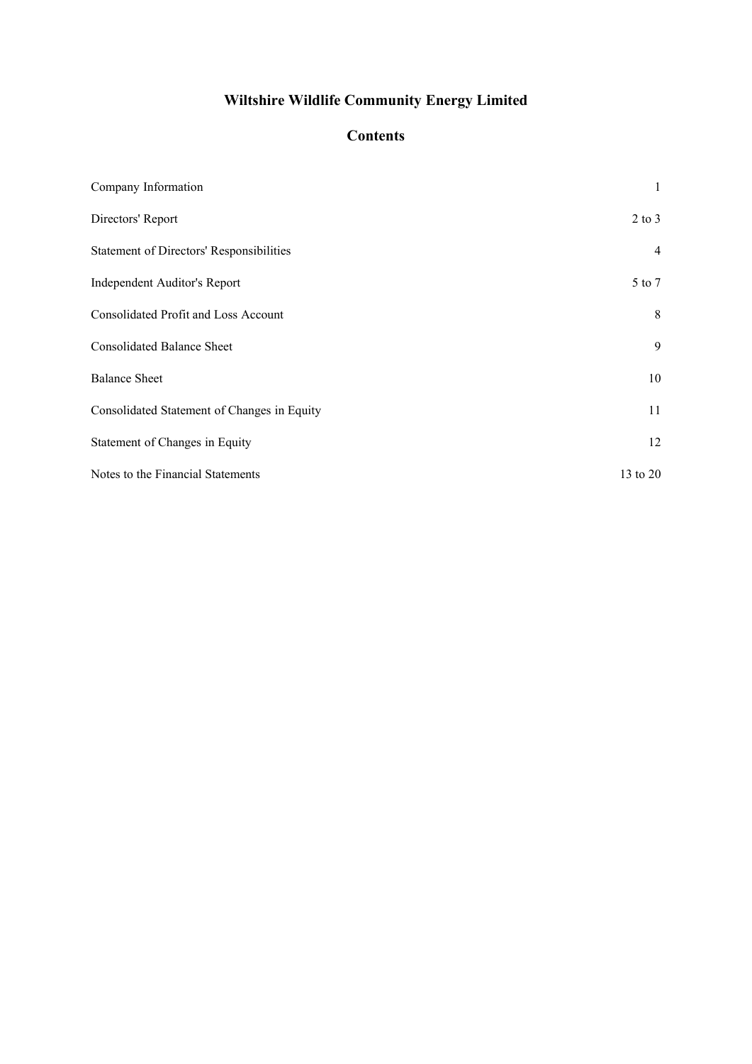# Wiltshire Wildlife Community Energy Limited

## Contents

| | |
|---|---|
| Company Information | 1 |
| Directors' Report | 2 to 3 |
| Statement of Directors' Responsibilities | 4 |
| Independent Auditor's Report | 5 to 7 |
| Consolidated Profit and Loss Account | 8 |
| Consolidated Balance Sheet | 9 |
| Balance Sheet | 10 |
| Consolidated Statement of Changes in Equity | 11 |
| Statement of Changes in Equity | 12 |
| Notes to the Financial Statements | 13 to 20 |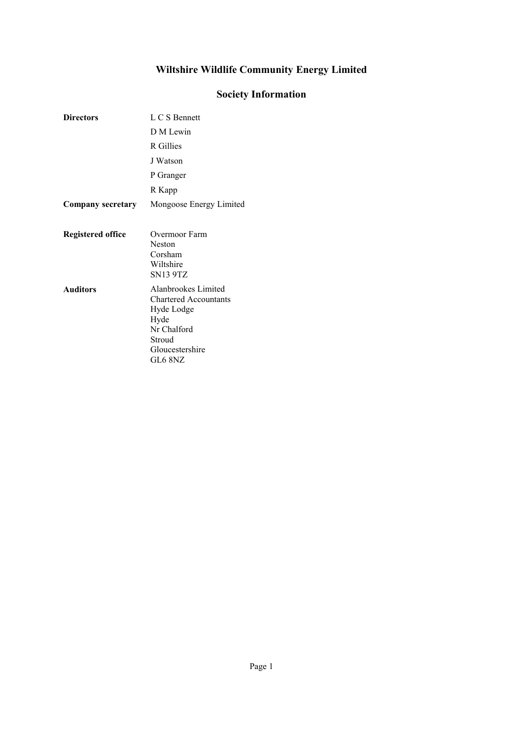# Wiltshire Wildlife Community Energy Limited

## Society Information

| | |
|---|---|
| **Directors** | L C S Bennett |
| | D M Lewin |
| | R Gillies |
| | J Watson |
| | P Granger |
| | R Kapp |
| **Company secretary** | Mongoose Energy Limited |
| **Registered office** | Overmoor Farm<br>Neston<br>Corsham<br>Wiltshire<br>SN13 9TZ |
| **Auditors** | Alanbrookes Limited<br>Chartered Accountants<br>Hyde Lodge<br>Hyde<br>Nr Chalford<br>Stroud<br>Gloucestershire<br>GL6 8NZ |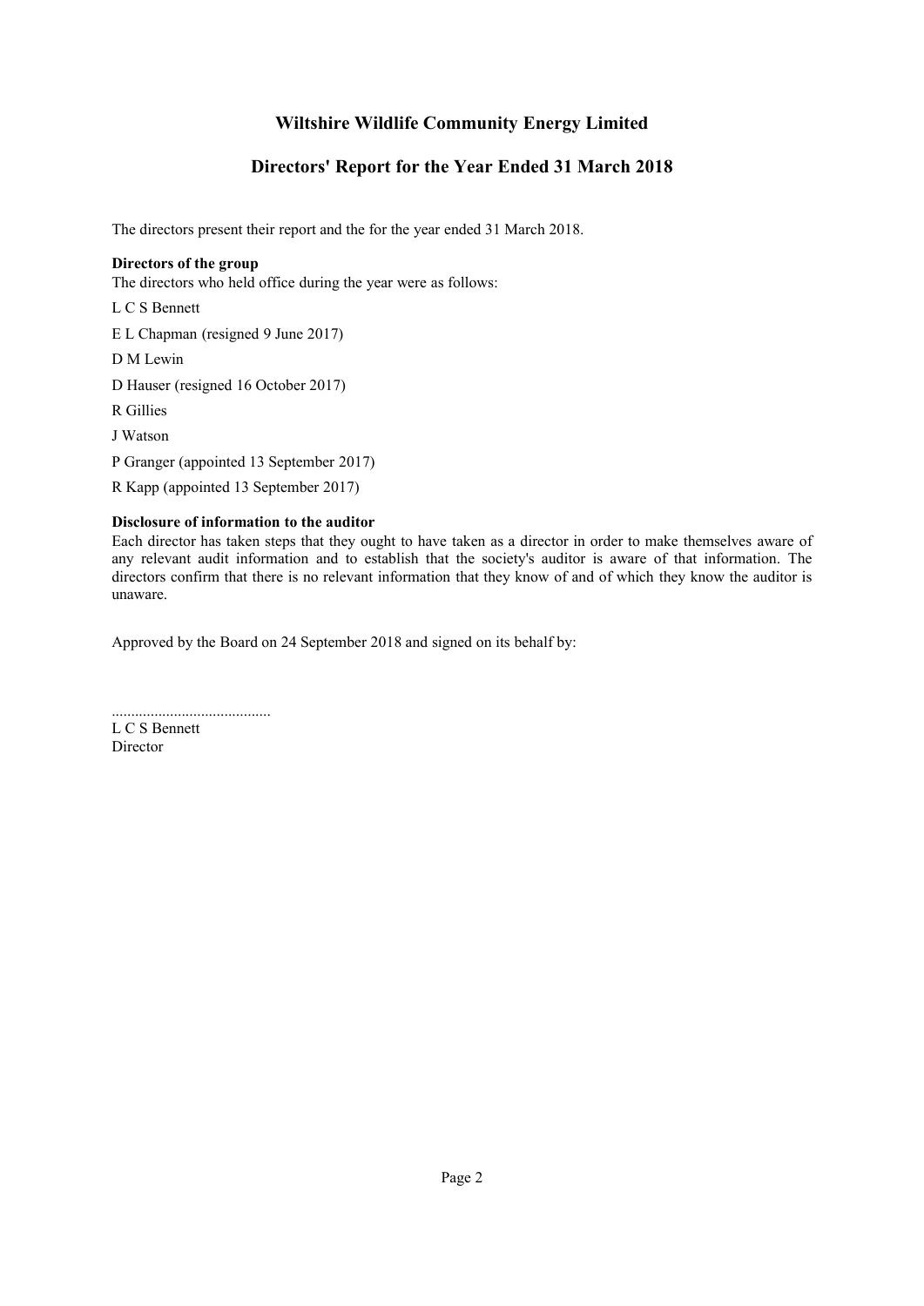# Wiltshire Wildlife Community Energy Limited

## Directors' Report for the Year Ended 31 March 2018

The directors present their report and the for the year ended 31 March 2018.

**Directors of the group**

The directors who held office during the year were as follows:

L C S Bennett

E L Chapman (resigned 9 June 2017)

D M Lewin

D Hauser (resigned 16 October 2017)

R Gillies

J Watson

P Granger (appointed 13 September 2017)

R Kapp (appointed 13 September 2017)

**Disclosure of information to the auditor**

Each director has taken steps that they ought to have taken as a director in order to make themselves aware of any relevant audit information and to establish that the society's auditor is aware of that information. The directors confirm that there is no relevant information that they know of and of which they know the auditor is unaware.

Approved by the Board on 24 September 2018 and signed on its behalf by:

.........................................

L C S Bennett

Director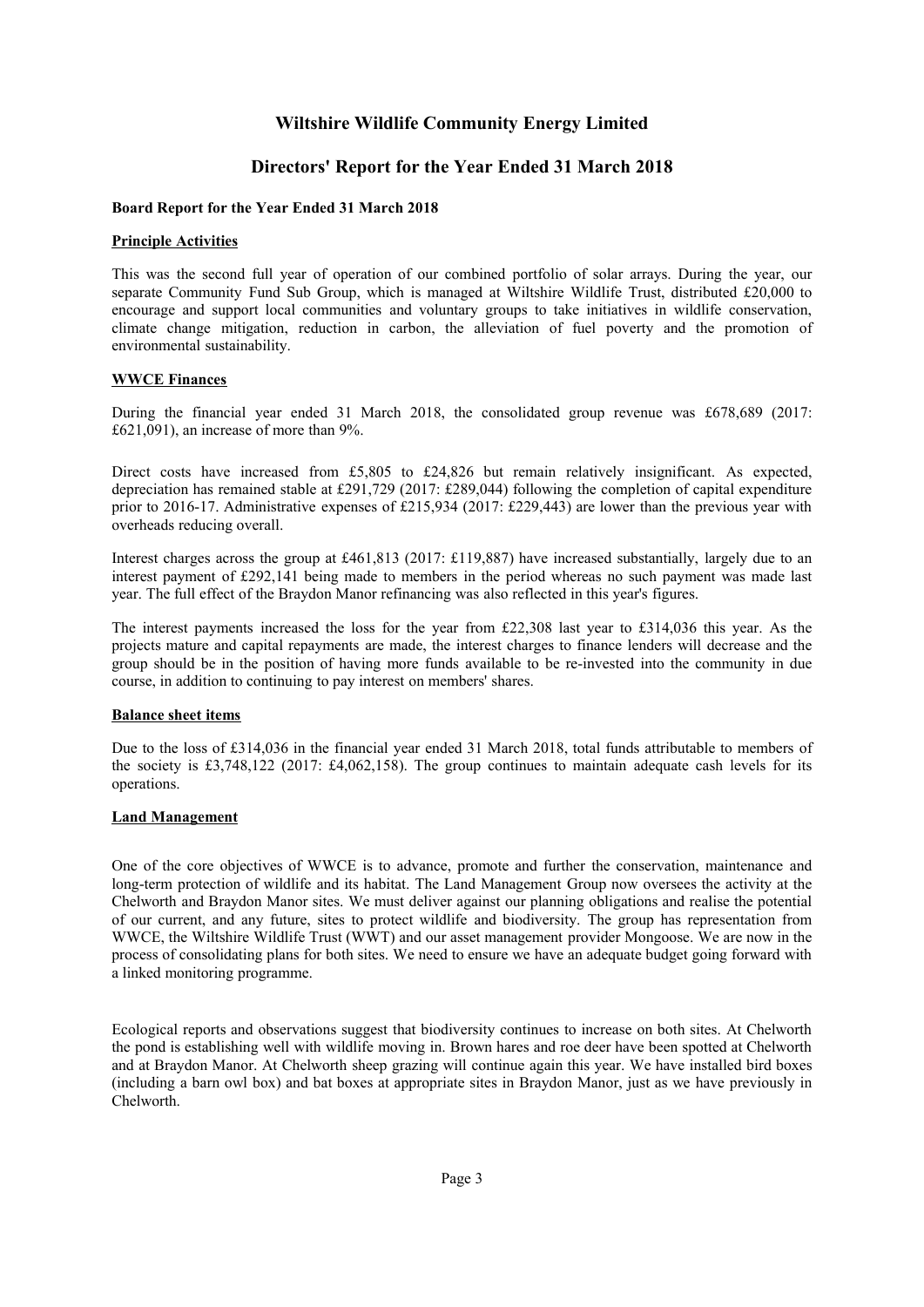# Wiltshire Wildlife Community Energy Limited

## Directors' Report for the Year Ended 31 March 2018

### Board Report for the Year Ended 31 March 2018

**Principle Activities**

This was the second full year of operation of our combined portfolio of solar arrays. During the year, our separate Community Fund Sub Group, which is managed at Wiltshire Wildlife Trust, distributed £20,000 to encourage and support local communities and voluntary groups to take initiatives in wildlife conservation, climate change mitigation, reduction in carbon, the alleviation of fuel poverty and the promotion of environmental sustainability.

**WWCE Finances**

During the financial year ended 31 March 2018, the consolidated group revenue was £678,689 (2017: £621,091), an increase of more than 9%.

Direct costs have increased from £5,805 to £24,826 but remain relatively insignificant. As expected, depreciation has remained stable at £291,729 (2017: £289,044) following the completion of capital expenditure prior to 2016-17. Administrative expenses of £215,934 (2017: £229,443) are lower than the previous year with overheads reducing overall.

Interest charges across the group at £461,813 (2017: £119,887) have increased substantially, largely due to an interest payment of £292,141 being made to members in the period whereas no such payment was made last year. The full effect of the Braydon Manor refinancing was also reflected in this year's figures.

The interest payments increased the loss for the year from £22,308 last year to £314,036 this year. As the projects mature and capital repayments are made, the interest charges to finance lenders will decrease and the group should be in the position of having more funds available to be re-invested into the community in due course, in addition to continuing to pay interest on members' shares.

**Balance sheet items**

Due to the loss of £314,036 in the financial year ended 31 March 2018, total funds attributable to members of the society is £3,748,122 (2017: £4,062,158). The group continues to maintain adequate cash levels for its operations.

**Land Management**

One of the core objectives of WWCE is to advance, promote and further the conservation, maintenance and long-term protection of wildlife and its habitat. The Land Management Group now oversees the activity at the Chelworth and Braydon Manor sites. We must deliver against our planning obligations and realise the potential of our current, and any future, sites to protect wildlife and biodiversity. The group has representation from WWCE, the Wiltshire Wildlife Trust (WWT) and our asset management provider Mongoose. We are now in the process of consolidating plans for both sites. We need to ensure we have an adequate budget going forward with a linked monitoring programme.

Ecological reports and observations suggest that biodiversity continues to increase on both sites. At Chelworth the pond is establishing well with wildlife moving in. Brown hares and roe deer have been spotted at Chelworth and at Braydon Manor. At Chelworth sheep grazing will continue again this year. We have installed bird boxes (including a barn owl box) and bat boxes at appropriate sites in Braydon Manor, just as we have previously in Chelworth.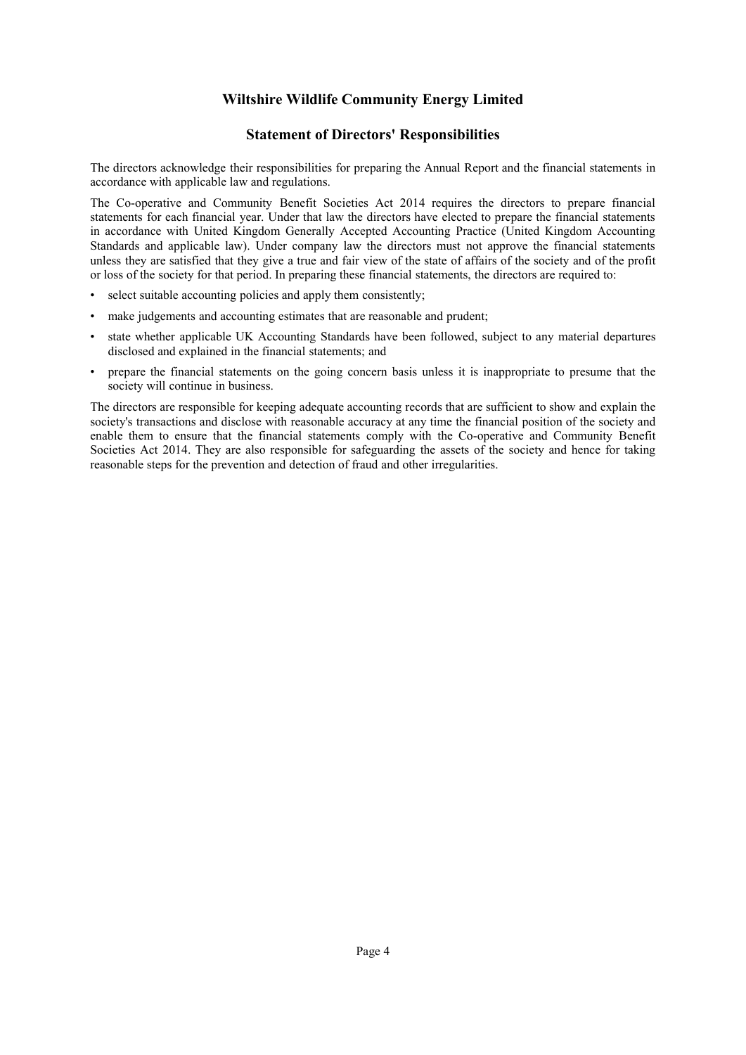# Wiltshire Wildlife Community Energy Limited

## Statement of Directors' Responsibilities

The directors acknowledge their responsibilities for preparing the Annual Report and the financial statements in accordance with applicable law and regulations.

The Co-operative and Community Benefit Societies Act 2014 requires the directors to prepare financial statements for each financial year. Under that law the directors have elected to prepare the financial statements in accordance with United Kingdom Generally Accepted Accounting Practice (United Kingdom Accounting Standards and applicable law). Under company law the directors must not approve the financial statements unless they are satisfied that they give a true and fair view of the state of affairs of the society and of the profit or loss of the society for that period. In preparing these financial statements, the directors are required to:

- select suitable accounting policies and apply them consistently;
- make judgements and accounting estimates that are reasonable and prudent;
- state whether applicable UK Accounting Standards have been followed, subject to any material departures disclosed and explained in the financial statements; and
- prepare the financial statements on the going concern basis unless it is inappropriate to presume that the society will continue in business.

The directors are responsible for keeping adequate accounting records that are sufficient to show and explain the society's transactions and disclose with reasonable accuracy at any time the financial position of the society and enable them to ensure that the financial statements comply with the Co-operative and Community Benefit Societies Act 2014. They are also responsible for safeguarding the assets of the society and hence for taking reasonable steps for the prevention and detection of fraud and other irregularities.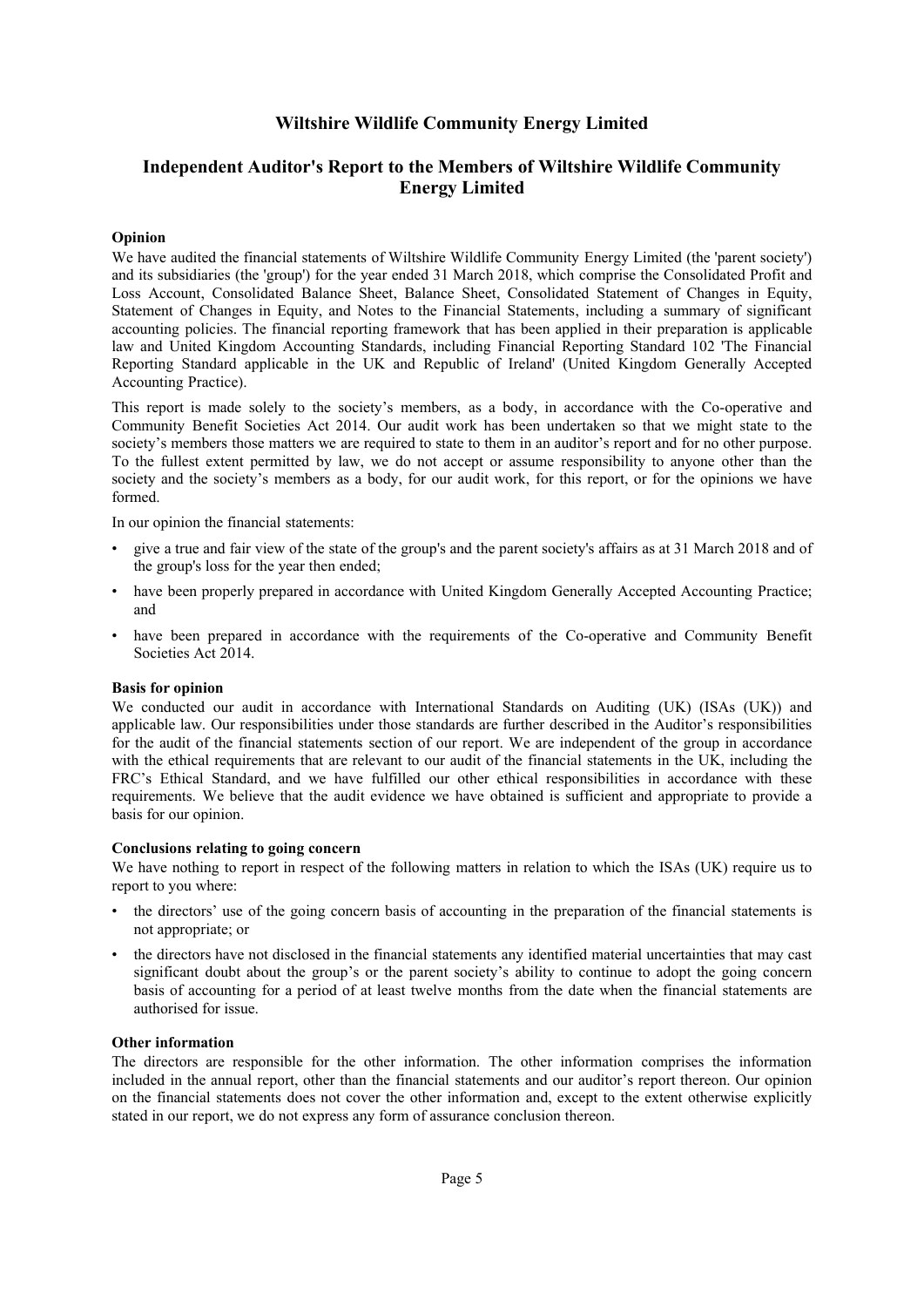# Wiltshire Wildlife Community Energy Limited

## Independent Auditor's Report to the Members of Wiltshire Wildlife Community Energy Limited

**Opinion**

We have audited the financial statements of Wiltshire Wildlife Community Energy Limited (the 'parent society') and its subsidiaries (the 'group') for the year ended 31 March 2018, which comprise the Consolidated Profit and Loss Account, Consolidated Balance Sheet, Balance Sheet, Consolidated Statement of Changes in Equity, Statement of Changes in Equity, and Notes to the Financial Statements, including a summary of significant accounting policies. The financial reporting framework that has been applied in their preparation is applicable law and United Kingdom Accounting Standards, including Financial Reporting Standard 102 'The Financial Reporting Standard applicable in the UK and Republic of Ireland' (United Kingdom Generally Accepted Accounting Practice).

This report is made solely to the society's members, as a body, in accordance with the Co-operative and Community Benefit Societies Act 2014. Our audit work has been undertaken so that we might state to the society's members those matters we are required to state to them in an auditor's report and for no other purpose. To the fullest extent permitted by law, we do not accept or assume responsibility to anyone other than the society and the society's members as a body, for our audit work, for this report, or for the opinions we have formed.

In our opinion the financial statements:

- give a true and fair view of the state of the group's and the parent society's affairs as at 31 March 2018 and of the group's loss for the year then ended;
- have been properly prepared in accordance with United Kingdom Generally Accepted Accounting Practice; and
- have been prepared in accordance with the requirements of the Co-operative and Community Benefit Societies Act 2014.

**Basis for opinion**

We conducted our audit in accordance with International Standards on Auditing (UK) (ISAs (UK)) and applicable law. Our responsibilities under those standards are further described in the Auditor's responsibilities for the audit of the financial statements section of our report. We are independent of the group in accordance with the ethical requirements that are relevant to our audit of the financial statements in the UK, including the FRC's Ethical Standard, and we have fulfilled our other ethical responsibilities in accordance with these requirements. We believe that the audit evidence we have obtained is sufficient and appropriate to provide a basis for our opinion.

**Conclusions relating to going concern**

We have nothing to report in respect of the following matters in relation to which the ISAs (UK) require us to report to you where:

- the directors' use of the going concern basis of accounting in the preparation of the financial statements is not appropriate; or
- the directors have not disclosed in the financial statements any identified material uncertainties that may cast significant doubt about the group's or the parent society's ability to continue to adopt the going concern basis of accounting for a period of at least twelve months from the date when the financial statements are authorised for issue.

**Other information**

The directors are responsible for the other information. The other information comprises the information included in the annual report, other than the financial statements and our auditor's report thereon. Our opinion on the financial statements does not cover the other information and, except to the extent otherwise explicitly stated in our report, we do not express any form of assurance conclusion thereon.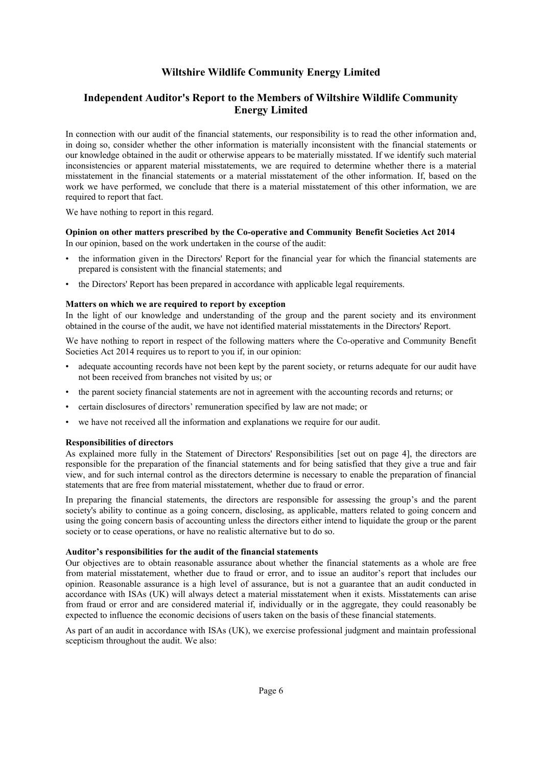# Wiltshire Wildlife Community Energy Limited

## Independent Auditor's Report to the Members of Wiltshire Wildlife Community Energy Limited

In connection with our audit of the financial statements, our responsibility is to read the other information and, in doing so, consider whether the other information is materially inconsistent with the financial statements or our knowledge obtained in the audit or otherwise appears to be materially misstated. If we identify such material inconsistencies or apparent material misstatements, we are required to determine whether there is a material misstatement in the financial statements or a material misstatement of the other information. If, based on the work we have performed, we conclude that there is a material misstatement of this other information, we are required to report that fact.

We have nothing to report in this regard.

**Opinion on other matters prescribed by the Co-operative and Community Benefit Societies Act 2014**

In our opinion, based on the work undertaken in the course of the audit:

- the information given in the Directors' Report for the financial year for which the financial statements are prepared is consistent with the financial statements; and
- the Directors' Report has been prepared in accordance with applicable legal requirements.

**Matters on which we are required to report by exception**

In the light of our knowledge and understanding of the group and the parent society and its environment obtained in the course of the audit, we have not identified material misstatements in the Directors' Report.

We have nothing to report in respect of the following matters where the Co-operative and Community Benefit Societies Act 2014 requires us to report to you if, in our opinion:

- adequate accounting records have not been kept by the parent society, or returns adequate for our audit have not been received from branches not visited by us; or
- the parent society financial statements are not in agreement with the accounting records and returns; or
- certain disclosures of directors' remuneration specified by law are not made; or
- we have not received all the information and explanations we require for our audit.

**Responsibilities of directors**

As explained more fully in the Statement of Directors' Responsibilities [set out on page 4], the directors are responsible for the preparation of the financial statements and for being satisfied that they give a true and fair view, and for such internal control as the directors determine is necessary to enable the preparation of financial statements that are free from material misstatement, whether due to fraud or error.

In preparing the financial statements, the directors are responsible for assessing the group's and the parent society's ability to continue as a going concern, disclosing, as applicable, matters related to going concern and using the going concern basis of accounting unless the directors either intend to liquidate the group or the parent society or to cease operations, or have no realistic alternative but to do so.

**Auditor's responsibilities for the audit of the financial statements**

Our objectives are to obtain reasonable assurance about whether the financial statements as a whole are free from material misstatement, whether due to fraud or error, and to issue an auditor's report that includes our opinion. Reasonable assurance is a high level of assurance, but is not a guarantee that an audit conducted in accordance with ISAs (UK) will always detect a material misstatement when it exists. Misstatements can arise from fraud or error and are considered material if, individually or in the aggregate, they could reasonably be expected to influence the economic decisions of users taken on the basis of these financial statements.

As part of an audit in accordance with ISAs (UK), we exercise professional judgment and maintain professional scepticism throughout the audit. We also: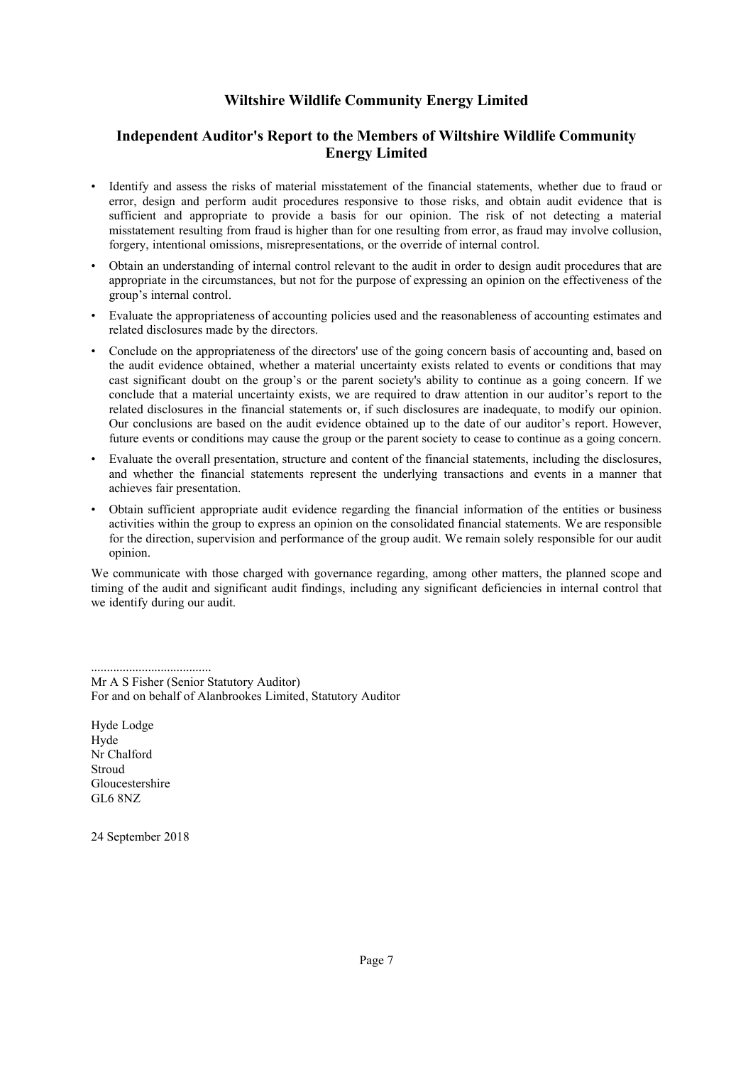# Wiltshire Wildlife Community Energy Limited

## Independent Auditor's Report to the Members of Wiltshire Wildlife Community Energy Limited

- Identify and assess the risks of material misstatement of the financial statements, whether due to fraud or error, design and perform audit procedures responsive to those risks, and obtain audit evidence that is sufficient and appropriate to provide a basis for our opinion. The risk of not detecting a material misstatement resulting from fraud is higher than for one resulting from error, as fraud may involve collusion, forgery, intentional omissions, misrepresentations, or the override of internal control.
- Obtain an understanding of internal control relevant to the audit in order to design audit procedures that are appropriate in the circumstances, but not for the purpose of expressing an opinion on the effectiveness of the group's internal control.
- Evaluate the appropriateness of accounting policies used and the reasonableness of accounting estimates and related disclosures made by the directors.
- Conclude on the appropriateness of the directors' use of the going concern basis of accounting and, based on the audit evidence obtained, whether a material uncertainty exists related to events or conditions that may cast significant doubt on the group's or the parent society's ability to continue as a going concern. If we conclude that a material uncertainty exists, we are required to draw attention in our auditor's report to the related disclosures in the financial statements or, if such disclosures are inadequate, to modify our opinion. Our conclusions are based on the audit evidence obtained up to the date of our auditor's report. However, future events or conditions may cause the group or the parent society to cease to continue as a going concern.
- Evaluate the overall presentation, structure and content of the financial statements, including the disclosures, and whether the financial statements represent the underlying transactions and events in a manner that achieves fair presentation.
- Obtain sufficient appropriate audit evidence regarding the financial information of the entities or business activities within the group to express an opinion on the consolidated financial statements. We are responsible for the direction, supervision and performance of the group audit. We remain solely responsible for our audit opinion.

We communicate with those charged with governance regarding, among other matters, the planned scope and timing of the audit and significant audit findings, including any significant deficiencies in internal control that we identify during our audit.

.....................................
Mr A S Fisher (Senior Statutory Auditor)
For and on behalf of Alanbrookes Limited, Statutory Auditor

Hyde Lodge
Hyde
Nr Chalford
Stroud
Gloucestershire
GL6 8NZ

24 September 2018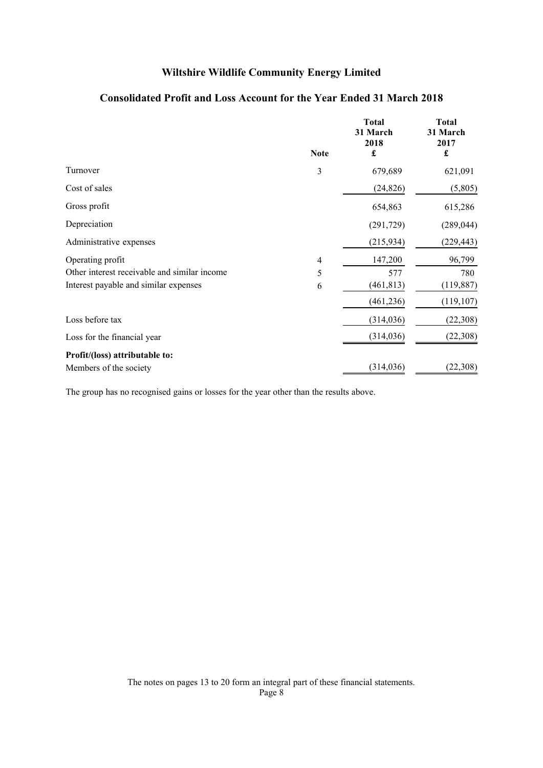# Wiltshire Wildlife Community Energy Limited

## Consolidated Profit and Loss Account for the Year Ended 31 March 2018

| | Note | Total 31 March 2018 £ | Total 31 March 2017 £ |
|---|---|---|---|
| Turnover | 3 | 679,689 | 621,091 |
| Cost of sales | | (24,826) | (5,805) |
| Gross profit | | 654,863 | 615,286 |
| Depreciation | | (291,729) | (289,044) |
| Administrative expenses | | (215,934) | (229,443) |
| Operating profit | 4 | 147,200 | 96,799 |
| Other interest receivable and similar income | 5 | 577 | 780 |
| Interest payable and similar expenses | 6 | (461,813) | (119,887) |
| | | (461,236) | (119,107) |
| Loss before tax | | (314,036) | (22,308) |
| Loss for the financial year | | (314,036) | (22,308) |
| **Profit/(loss) attributable to:** | | | |
| Members of the society | | (314,036) | (22,308) |

The group has no recognised gains or losses for the year other than the results above.

The notes on pages 13 to 20 form an integral part of these financial statements.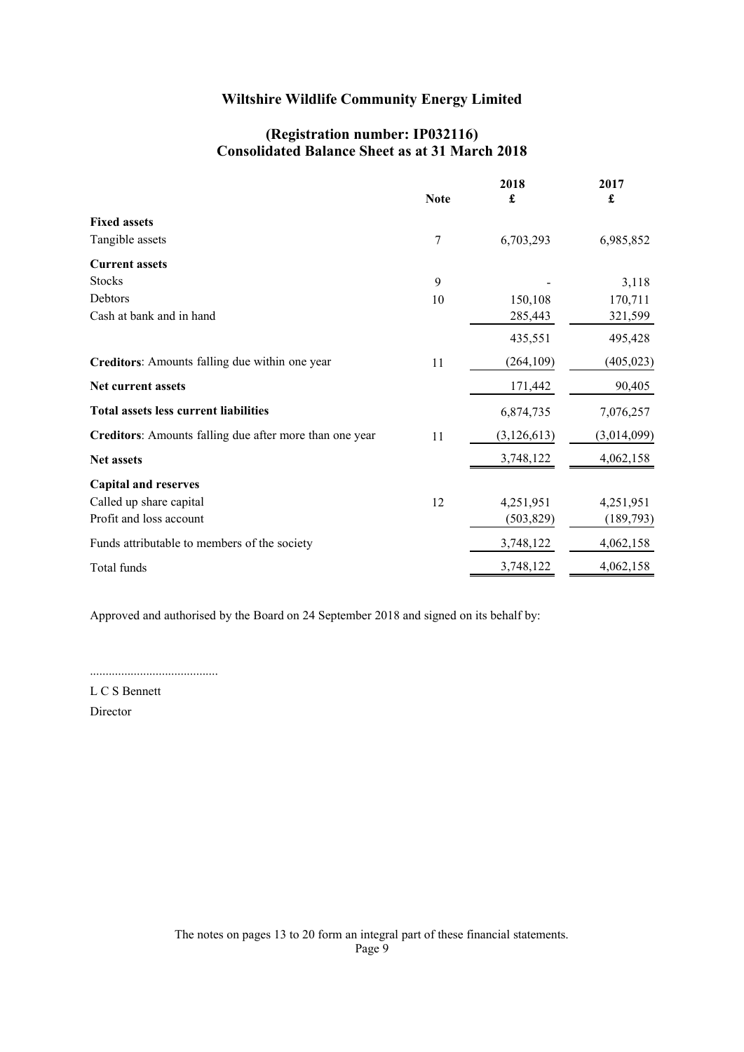# Wiltshire Wildlife Community Energy Limited

## (Registration number: IP032116)
## Consolidated Balance Sheet as at 31 March 2018

| | Note | 2018 £ | 2017 £ |
|---|---|---|---|
| **Fixed assets** | | | |
| Tangible assets | 7 | 6,703,293 | 6,985,852 |
| **Current assets** | | | |
| Stocks | 9 | - | 3,118 |
| Debtors | 10 | 150,108 | 170,711 |
| Cash at bank and in hand | | 285,443 | 321,599 |
| | | 435,551 | 495,428 |
| **Creditors**: Amounts falling due within one year | 11 | (264,109) | (405,023) |
| **Net current assets** | | 171,442 | 90,405 |
| **Total assets less current liabilities** | | 6,874,735 | 7,076,257 |
| **Creditors**: Amounts falling due after more than one year | 11 | (3,126,613) | (3,014,099) |
| **Net assets** | | 3,748,122 | 4,062,158 |
| **Capital and reserves** | | | |
| Called up share capital | 12 | 4,251,951 | 4,251,951 |
| Profit and loss account | | (503,829) | (189,793) |
| Funds attributable to members of the society | | 3,748,122 | 4,062,158 |
| Total funds | | 3,748,122 | 4,062,158 |

Approved and authorised by the Board on 24 September 2018 and signed on its behalf by:

.........................................

L C S Bennett

Director

The notes on pages 13 to 20 form an integral part of these financial statements.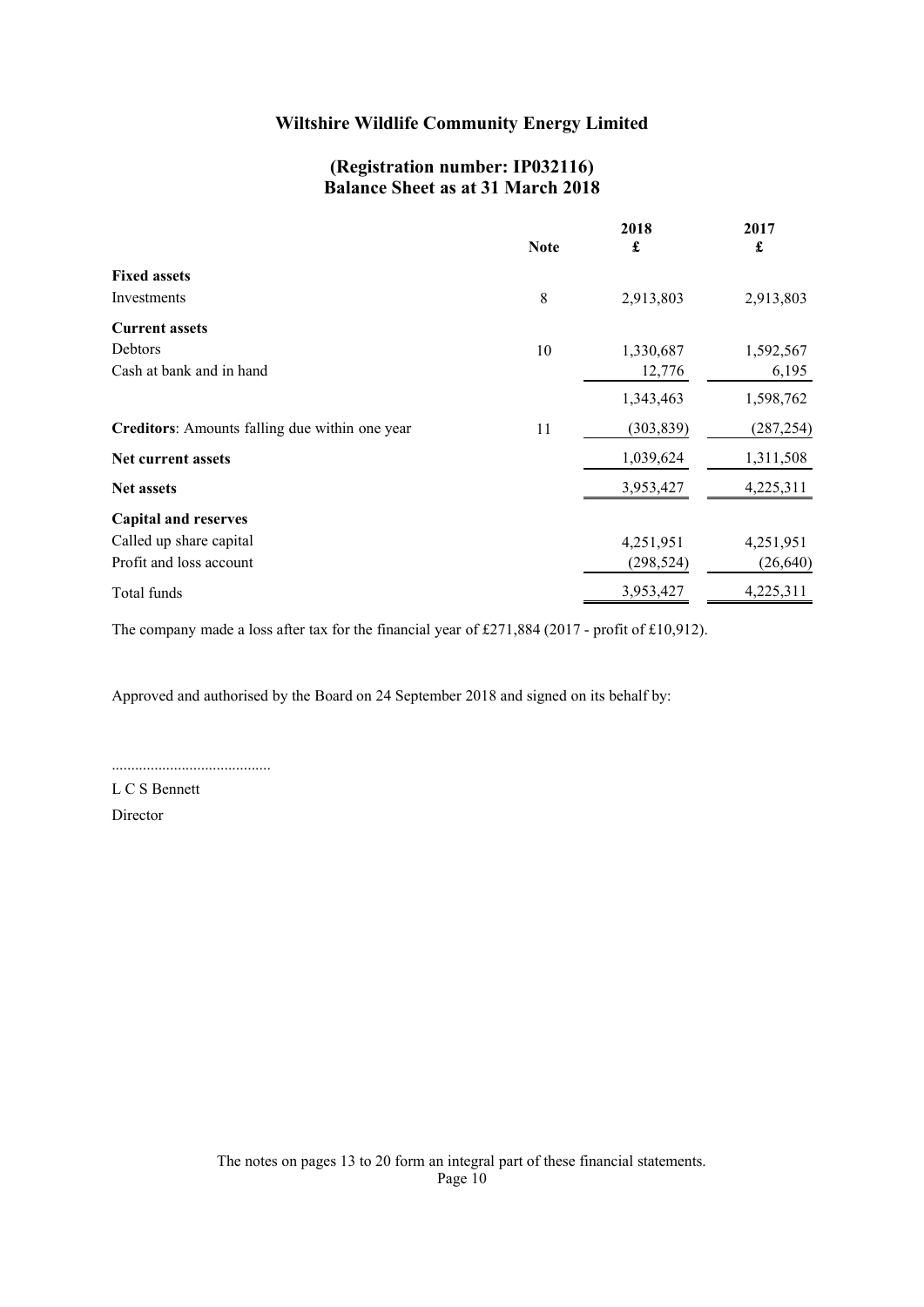# Wiltshire Wildlife Community Energy Limited

## (Registration number: IP032116)
## Balance Sheet as at 31 March 2018

| | Note | 2018<br>£ | 2017<br>£ |
|---|---|---|---|
| **Fixed assets** | | | |
| Investments | 8 | 2,913,803 | 2,913,803 |
| **Current assets** | | | |
| Debtors | 10 | 1,330,687 | 1,592,567 |
| Cash at bank and in hand | | 12,776 | 6,195 |
| | | 1,343,463 | 1,598,762 |
| **Creditors**: Amounts falling due within one year | 11 | (303,839) | (287,254) |
| **Net current assets** | | 1,039,624 | 1,311,508 |
| **Net assets** | | 3,953,427 | 4,225,311 |
| **Capital and reserves** | | | |
| Called up share capital | | 4,251,951 | 4,251,951 |
| Profit and loss account | | (298,524) | (26,640) |
| Total funds | | 3,953,427 | 4,225,311 |

The company made a loss after tax for the financial year of £271,884 (2017 - profit of £10,912).

Approved and authorised by the Board on 24 September 2018 and signed on its behalf by:

.........................................

L C S Bennett

Director

The notes on pages 13 to 20 form an integral part of these financial statements.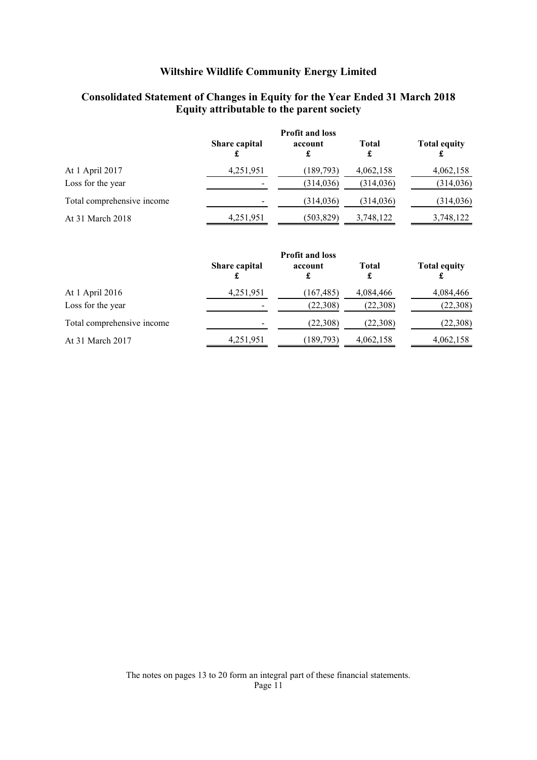# Wiltshire Wildlife Community Energy Limited

## Consolidated Statement of Changes in Equity for the Year Ended 31 March 2018
## Equity attributable to the parent society

| | Share capital £ | Profit and loss account £ | Total £ | Total equity £ |
|---|---|---|---|---|
| At 1 April 2017 | 4,251,951 | (189,793) | 4,062,158 | 4,062,158 |
| Loss for the year | - | (314,036) | (314,036) | (314,036) |
| Total comprehensive income | - | (314,036) | (314,036) | (314,036) |
| At 31 March 2018 | 4,251,951 | (503,829) | 3,748,122 | 3,748,122 |

| | Share capital £ | Profit and loss account £ | Total £ | Total equity £ |
|---|---|---|---|---|
| At 1 April 2016 | 4,251,951 | (167,485) | 4,084,466 | 4,084,466 |
| Loss for the year | - | (22,308) | (22,308) | (22,308) |
| Total comprehensive income | - | (22,308) | (22,308) | (22,308) |
| At 31 March 2017 | 4,251,951 | (189,793) | 4,062,158 | 4,062,158 |

The notes on pages 13 to 20 form an integral part of these financial statements.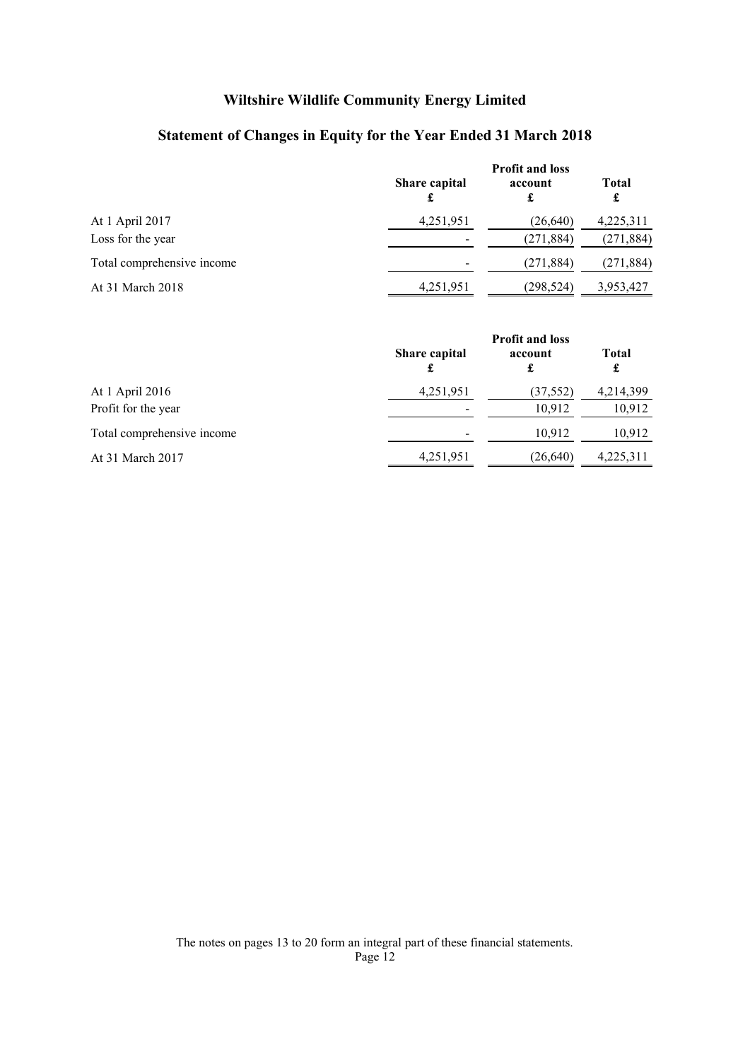# Wiltshire Wildlife Community Energy Limited

## Statement of Changes in Equity for the Year Ended 31 March 2018

| | Share capital £ | Profit and loss account £ | Total £ |
|---|---|---|---|
| At 1 April 2017 | 4,251,951 | (26,640) | 4,225,311 |
| Loss for the year | - | (271,884) | (271,884) |
| Total comprehensive income | - | (271,884) | (271,884) |
| At 31 March 2018 | 4,251,951 | (298,524) | 3,953,427 |

| | Share capital £ | Profit and loss account £ | Total £ |
|---|---|---|---|
| At 1 April 2016 | 4,251,951 | (37,552) | 4,214,399 |
| Profit for the year | - | 10,912 | 10,912 |
| Total comprehensive income | - | 10,912 | 10,912 |
| At 31 March 2017 | 4,251,951 | (26,640) | 4,225,311 |

The notes on pages 13 to 20 form an integral part of these financial statements.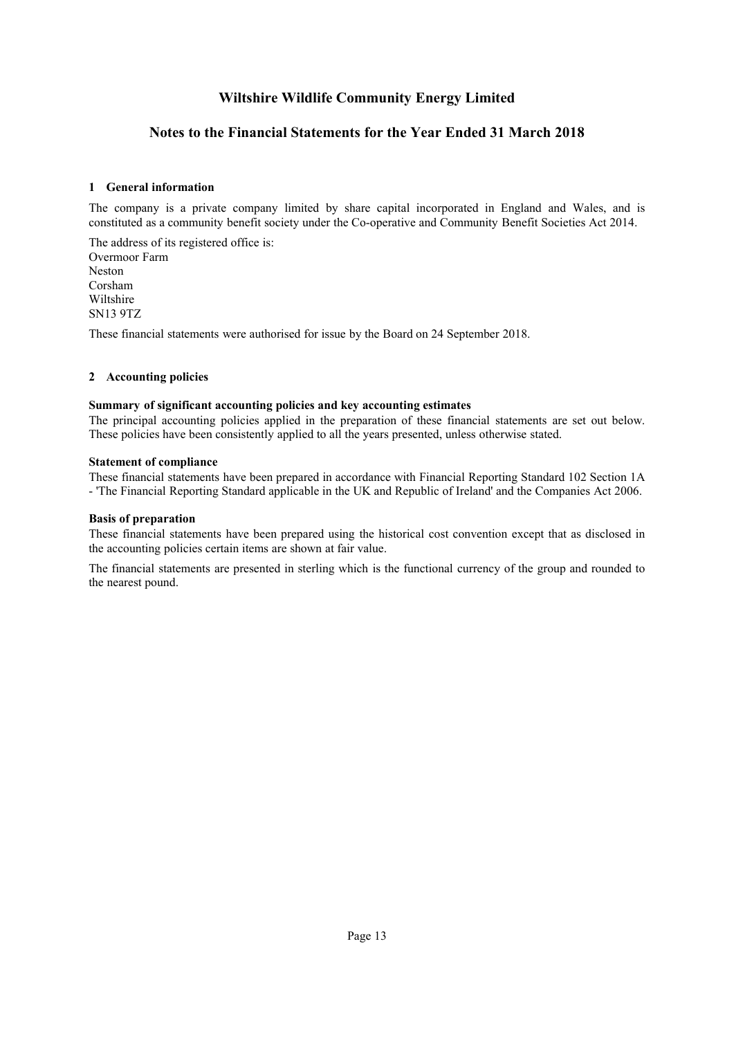# Wiltshire Wildlife Community Energy Limited

## Notes to the Financial Statements for the Year Ended 31 March 2018

### 1 General information

The company is a private company limited by share capital incorporated in England and Wales, and is constituted as a community benefit society under the Co-operative and Community Benefit Societies Act 2014.

The address of its registered office is:
Overmoor Farm
Neston
Corsham
Wiltshire
SN13 9TZ

These financial statements were authorised for issue by the Board on 24 September 2018.

### 2 Accounting policies

**Summary of significant accounting policies and key accounting estimates**

The principal accounting policies applied in the preparation of these financial statements are set out below. These policies have been consistently applied to all the years presented, unless otherwise stated.

**Statement of compliance**

These financial statements have been prepared in accordance with Financial Reporting Standard 102 Section 1A - 'The Financial Reporting Standard applicable in the UK and Republic of Ireland' and the Companies Act 2006.

**Basis of preparation**

These financial statements have been prepared using the historical cost convention except that as disclosed in the accounting policies certain items are shown at fair value.

The financial statements are presented in sterling which is the functional currency of the group and rounded to the nearest pound.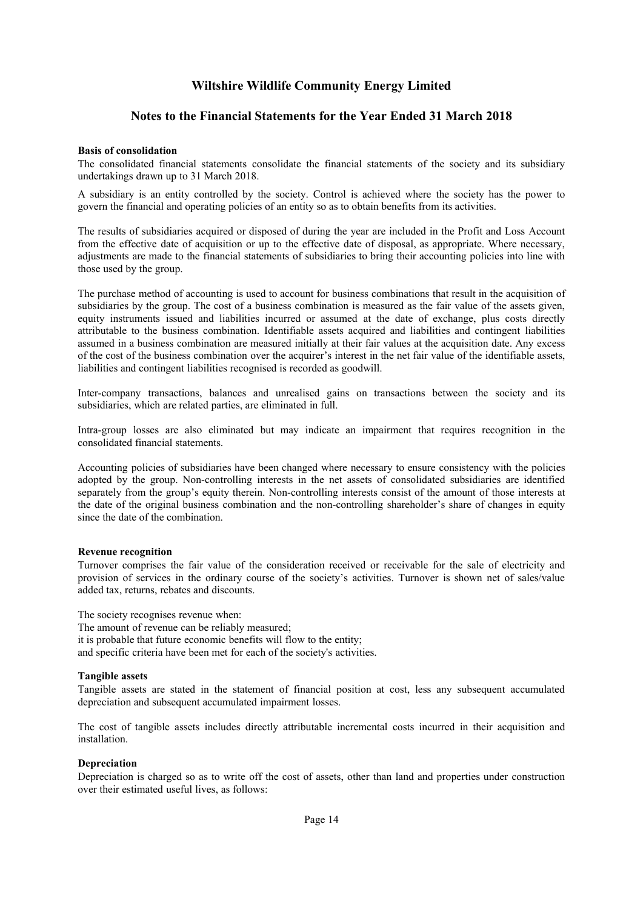# Wiltshire Wildlife Community Energy Limited

## Notes to the Financial Statements for the Year Ended 31 March 2018

**Basis of consolidation**

The consolidated financial statements consolidate the financial statements of the society and its subsidiary undertakings drawn up to 31 March 2018.

A subsidiary is an entity controlled by the society. Control is achieved where the society has the power to govern the financial and operating policies of an entity so as to obtain benefits from its activities.

The results of subsidiaries acquired or disposed of during the year are included in the Profit and Loss Account from the effective date of acquisition or up to the effective date of disposal, as appropriate. Where necessary, adjustments are made to the financial statements of subsidiaries to bring their accounting policies into line with those used by the group.

The purchase method of accounting is used to account for business combinations that result in the acquisition of subsidiaries by the group. The cost of a business combination is measured as the fair value of the assets given, equity instruments issued and liabilities incurred or assumed at the date of exchange, plus costs directly attributable to the business combination. Identifiable assets acquired and liabilities and contingent liabilities assumed in a business combination are measured initially at their fair values at the acquisition date. Any excess of the cost of the business combination over the acquirer's interest in the net fair value of the identifiable assets, liabilities and contingent liabilities recognised is recorded as goodwill.

Inter-company transactions, balances and unrealised gains on transactions between the society and its subsidiaries, which are related parties, are eliminated in full.

Intra-group losses are also eliminated but may indicate an impairment that requires recognition in the consolidated financial statements.

Accounting policies of subsidiaries have been changed where necessary to ensure consistency with the policies adopted by the group. Non-controlling interests in the net assets of consolidated subsidiaries are identified separately from the group's equity therein. Non-controlling interests consist of the amount of those interests at the date of the original business combination and the non-controlling shareholder's share of changes in equity since the date of the combination.

**Revenue recognition**

Turnover comprises the fair value of the consideration received or receivable for the sale of electricity and provision of services in the ordinary course of the society's activities. Turnover is shown net of sales/value added tax, returns, rebates and discounts.

The society recognises revenue when:
The amount of revenue can be reliably measured;
it is probable that future economic benefits will flow to the entity;
and specific criteria have been met for each of the society's activities.

**Tangible assets**

Tangible assets are stated in the statement of financial position at cost, less any subsequent accumulated depreciation and subsequent accumulated impairment losses.

The cost of tangible assets includes directly attributable incremental costs incurred in their acquisition and installation.

**Depreciation**

Depreciation is charged so as to write off the cost of assets, other than land and properties under construction over their estimated useful lives, as follows: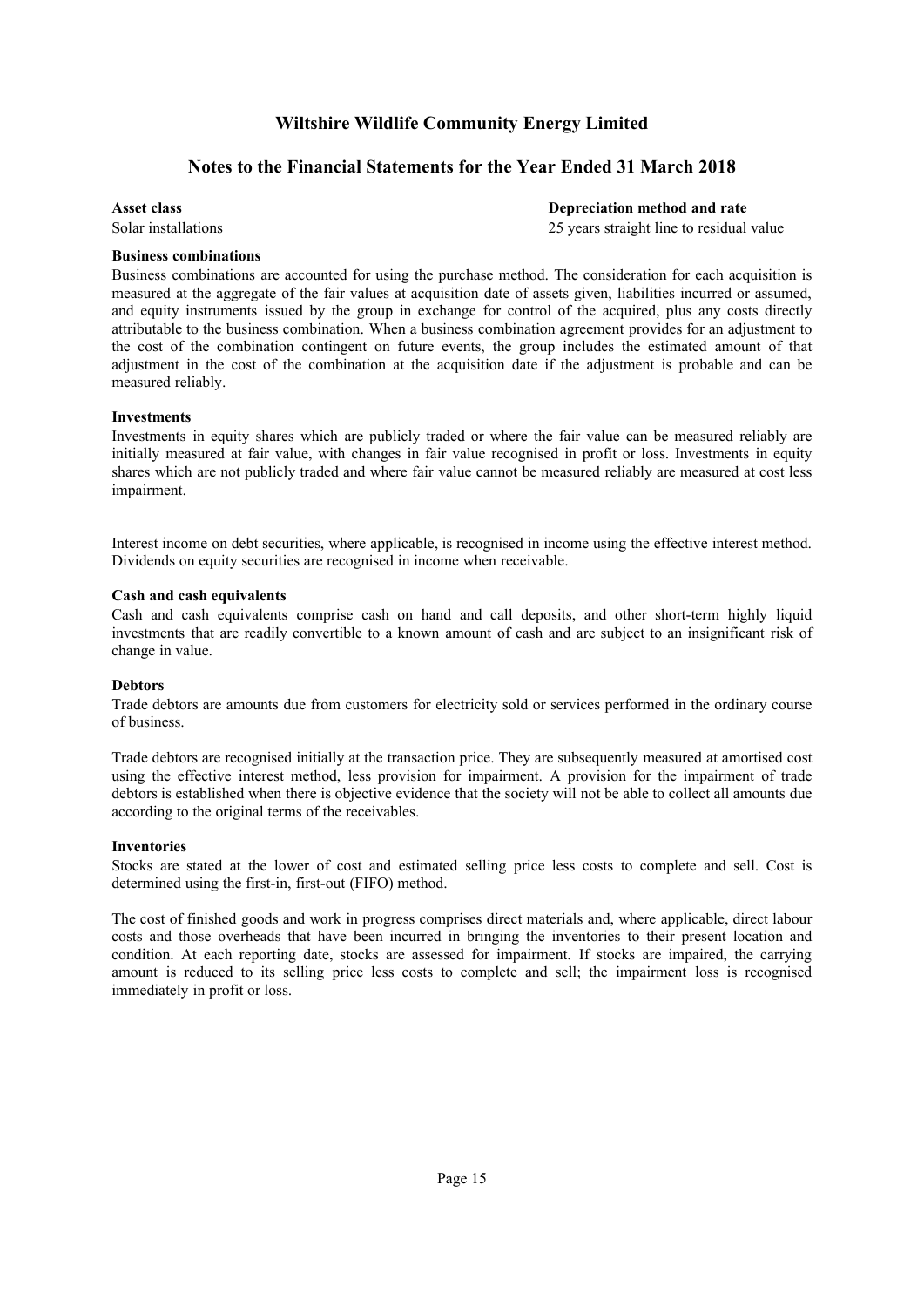| Asset class | Depreciation method and rate |
| --- | --- |
| Solar installations | 25 years straight line to residual value |

**Business combinations**

Business combinations are accounted for using the purchase method. The consideration for each acquisition is measured at the aggregate of the fair values at acquisition date of assets given, liabilities incurred or assumed, and equity instruments issued by the group in exchange for control of the acquired, plus any costs directly attributable to the business combination. When a business combination agreement provides for an adjustment to the cost of the combination contingent on future events, the group includes the estimated amount of that adjustment in the cost of the combination at the acquisition date if the adjustment is probable and can be measured reliably.

**Investments**

Investments in equity shares which are publicly traded or where the fair value can be measured reliably are initially measured at fair value, with changes in fair value recognised in profit or loss. Investments in equity shares which are not publicly traded and where fair value cannot be measured reliably are measured at cost less impairment.

Interest income on debt securities, where applicable, is recognised in income using the effective interest method. Dividends on equity securities are recognised in income when receivable.

**Cash and cash equivalents**

Cash and cash equivalents comprise cash on hand and call deposits, and other short-term highly liquid investments that are readily convertible to a known amount of cash and are subject to an insignificant risk of change in value.

**Debtors**

Trade debtors are amounts due from customers for electricity sold or services performed in the ordinary course of business.

Trade debtors are recognised initially at the transaction price. They are subsequently measured at amortised cost using the effective interest method, less provision for impairment. A provision for the impairment of trade debtors is established when there is objective evidence that the society will not be able to collect all amounts due according to the original terms of the receivables.

**Inventories**

Stocks are stated at the lower of cost and estimated selling price less costs to complete and sell. Cost is determined using the first-in, first-out (FIFO) method.

The cost of finished goods and work in progress comprises direct materials and, where applicable, direct labour costs and those overheads that have been incurred in bringing the inventories to their present location and condition. At each reporting date, stocks are assessed for impairment. If stocks are impaired, the carrying amount is reduced to its selling price less costs to complete and sell; the impairment loss is recognised immediately in profit or loss.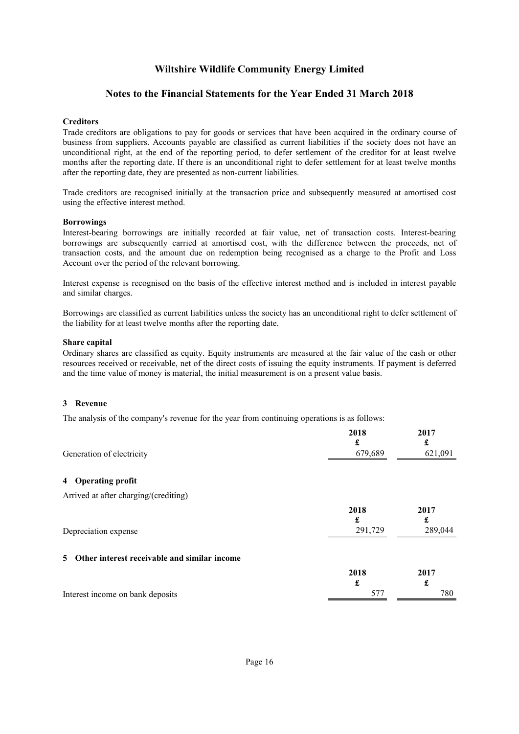# Wiltshire Wildlife Community Energy Limited

## Notes to the Financial Statements for the Year Ended 31 March 2018

**Creditors**

Trade creditors are obligations to pay for goods or services that have been acquired in the ordinary course of business from suppliers. Accounts payable are classified as current liabilities if the society does not have an unconditional right, at the end of the reporting period, to defer settlement of the creditor for at least twelve months after the reporting date. If there is an unconditional right to defer settlement for at least twelve months after the reporting date, they are presented as non-current liabilities.

Trade creditors are recognised initially at the transaction price and subsequently measured at amortised cost using the effective interest method.

**Borrowings**

Interest-bearing borrowings are initially recorded at fair value, net of transaction costs. Interest-bearing borrowings are subsequently carried at amortised cost, with the difference between the proceeds, net of transaction costs, and the amount due on redemption being recognised as a charge to the Profit and Loss Account over the period of the relevant borrowing.

Interest expense is recognised on the basis of the effective interest method and is included in interest payable and similar charges.

Borrowings are classified as current liabilities unless the society has an unconditional right to defer settlement of the liability for at least twelve months after the reporting date.

**Share capital**

Ordinary shares are classified as equity. Equity instruments are measured at the fair value of the cash or other resources received or receivable, net of the direct costs of issuing the equity instruments. If payment is deferred and the time value of money is material, the initial measurement is on a present value basis.

### 3 Revenue

The analysis of the company's revenue for the year from continuing operations is as follows:

| | 2018<br>£ | 2017<br>£ |
|---|---|---|
| Generation of electricity | 679,689 | 621,091 |

### 4 Operating profit

Arrived at after charging/(crediting)

| | 2018<br>£ | 2017<br>£ |
|---|---|---|
| Depreciation expense | 291,729 | 289,044 |

### 5 Other interest receivable and similar income

| | 2018<br>£ | 2017<br>£ |
|---|---|---|
| Interest income on bank deposits | 577 | 780 |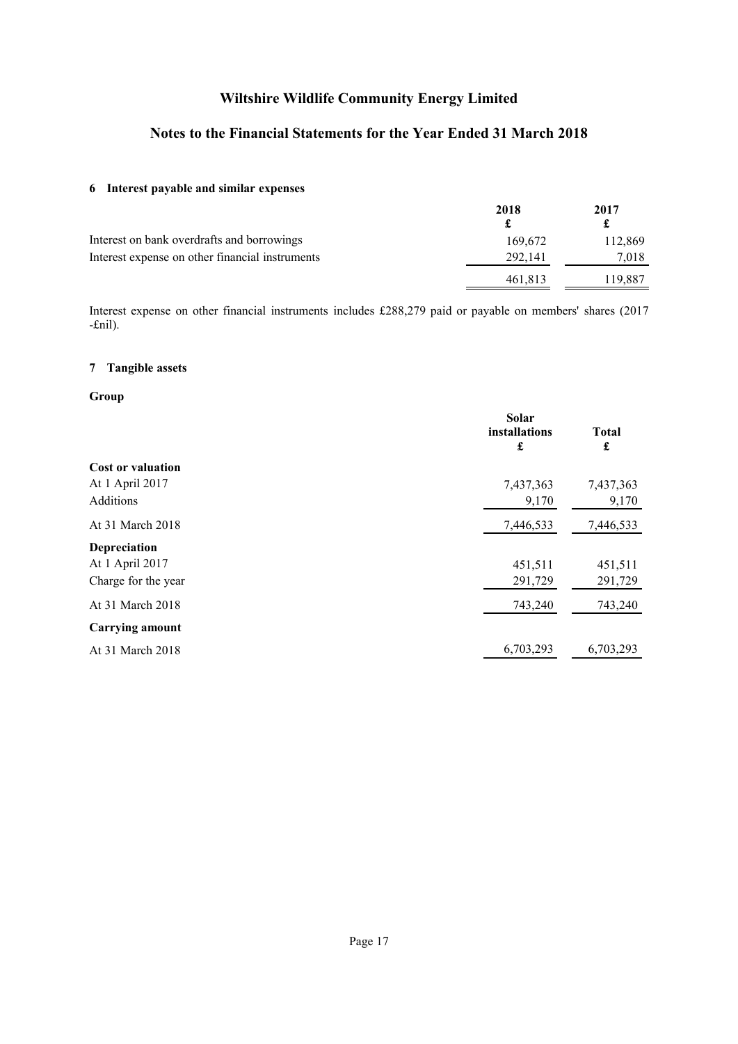# Wiltshire Wildlife Community Energy Limited

## Notes to the Financial Statements for the Year Ended 31 March 2018

### 6 Interest payable and similar expenses

| | 2018<br>£ | 2017<br>£ |
|---|---|---|
| Interest on bank overdrafts and borrowings | 169,672 | 112,869 |
| Interest expense on other financial instruments | 292,141 | 7,018 |
| | 461,813 | 119,887 |

Interest expense on other financial instruments includes £288,279 paid or payable on members' shares (2017 -£nil).

### 7 Tangible assets

**Group**

| | Solar installations<br>£ | Total<br>£ |
|---|---|---|
| **Cost or valuation** | | |
| At 1 April 2017 | 7,437,363 | 7,437,363 |
| Additions | 9,170 | 9,170 |
| At 31 March 2018 | 7,446,533 | 7,446,533 |
| **Depreciation** | | |
| At 1 April 2017 | 451,511 | 451,511 |
| Charge for the year | 291,729 | 291,729 |
| At 31 March 2018 | 743,240 | 743,240 |
| **Carrying amount** | | |
| At 31 March 2018 | 6,703,293 | 6,703,293 |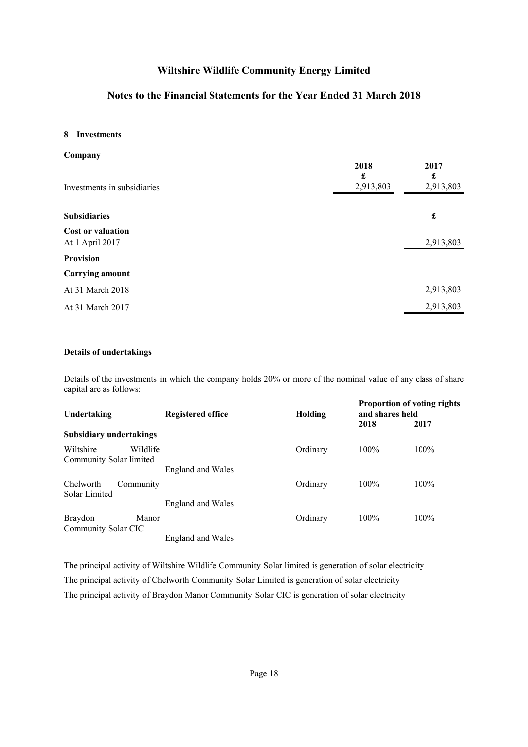# Wiltshire Wildlife Community Energy Limited

## Notes to the Financial Statements for the Year Ended 31 March 2018

### 8 Investments

**Company**

| | 2018<br>£ | 2017<br>£ |
|---|---|---|
| Investments in subsidiaries | 2,913,803 | 2,913,803 |

| **Subsidiaries** | **£** |
|---|---|
| **Cost or valuation** | |
| At 1 April 2017 | 2,913,803 |
| **Provision** | |
| **Carrying amount** | |
| At 31 March 2018 | 2,913,803 |
| At 31 March 2017 | 2,913,803 |

**Details of undertakings**

Details of the investments in which the company holds 20% or more of the nominal value of any class of share capital are as follows:

| Undertaking | Registered office | Holding | Proportion of voting rights and shares held 2018 | 2017 |
|---|---|---|---|---|
| **Subsidiary undertakings** | | | | |
| Wiltshire Wildlife Community Solar limited | England and Wales | Ordinary | 100% | 100% |
| Chelworth Community Solar Limited | England and Wales | Ordinary | 100% | 100% |
| Braydon Manor Community Solar CIC | England and Wales | Ordinary | 100% | 100% |

The principal activity of Wiltshire Wildlife Community Solar limited is generation of solar electricity

The principal activity of Chelworth Community Solar Limited is generation of solar electricity

The principal activity of Braydon Manor Community Solar CIC is generation of solar electricity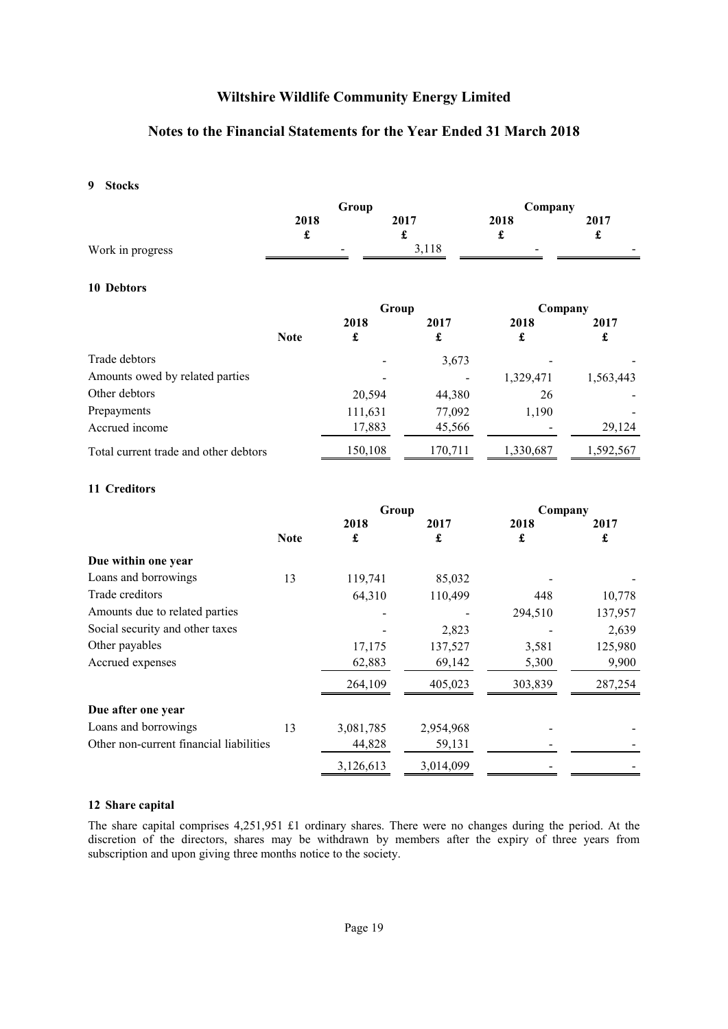# Wiltshire Wildlife Community Energy Limited

## Notes to the Financial Statements for the Year Ended 31 March 2018

### 9 Stocks

| | Group | | Company | |
|---|---|---|---|---|
| | 2018 | 2017 | 2018 | 2017 |
| | £ | £ | £ | £ |
| Work in progress | - | 3,118 | - | - |

### 10 Debtors

| | | Group | | Company | |
|---|---|---|---|---|---|
| | Note | 2018 £ | 2017 £ | 2018 £ | 2017 £ |
| Trade debtors | | - | 3,673 | - | - |
| Amounts owed by related parties | | - | - | 1,329,471 | 1,563,443 |
| Other debtors | | 20,594 | 44,380 | 26 | - |
| Prepayments | | 111,631 | 77,092 | 1,190 | - |
| Accrued income | | 17,883 | 45,566 | - | 29,124 |
| Total current trade and other debtors | | 150,108 | 170,711 | 1,330,687 | 1,592,567 |

### 11 Creditors

| | | Group | | Company | |
|---|---|---|---|---|---|
| | Note | 2018 £ | 2017 £ | 2018 £ | 2017 £ |
| **Due within one year** | | | | | |
| Loans and borrowings | 13 | 119,741 | 85,032 | - | - |
| Trade creditors | | 64,310 | 110,499 | 448 | 10,778 |
| Amounts due to related parties | | - | - | 294,510 | 137,957 |
| Social security and other taxes | | - | 2,823 | - | 2,639 |
| Other payables | | 17,175 | 137,527 | 3,581 | 125,980 |
| Accrued expenses | | 62,883 | 69,142 | 5,300 | 9,900 |
| | | 264,109 | 405,023 | 303,839 | 287,254 |
| **Due after one year** | | | | | |
| Loans and borrowings | 13 | 3,081,785 | 2,954,968 | - | - |
| Other non-current financial liabilities | | 44,828 | 59,131 | - | - |
| | | 3,126,613 | 3,014,099 | - | - |

### 12 Share capital

The share capital comprises 4,251,951 £1 ordinary shares. There were no changes during the period. At the discretion of the directors, shares may be withdrawn by members after the expiry of three years from subscription and upon giving three months notice to the society.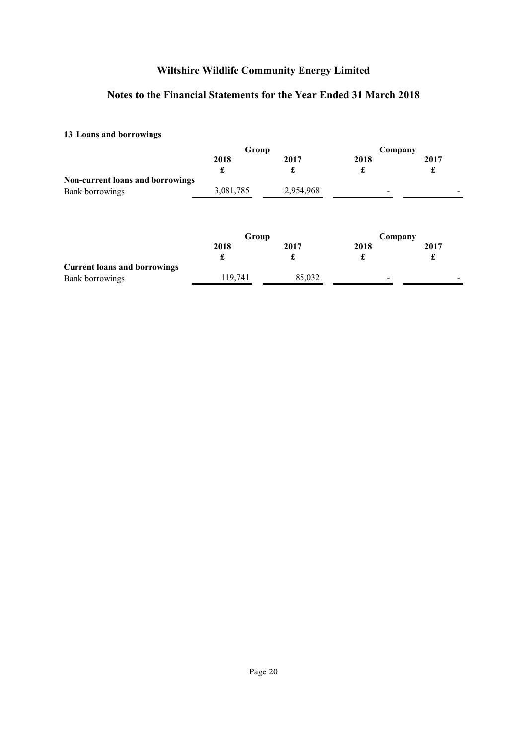# Wiltshire Wildlife Community Energy Limited

## Notes to the Financial Statements for the Year Ended 31 March 2018

### 13 Loans and borrowings

| | Group | | Company | |
|---|---|---|---|---|
| | 2018 | 2017 | 2018 | 2017 |
| | £ | £ | £ | £ |
| **Non-current loans and borrowings** | | | | |
| Bank borrowings | 3,081,785 | 2,954,968 | - | - |

| | Group | | Company | |
|---|---|---|---|---|
| | 2018 | 2017 | 2018 | 2017 |
| | £ | £ | £ | £ |
| **Current loans and borrowings** | | | | |
| Bank borrowings | 119,741 | 85,032 | - | - |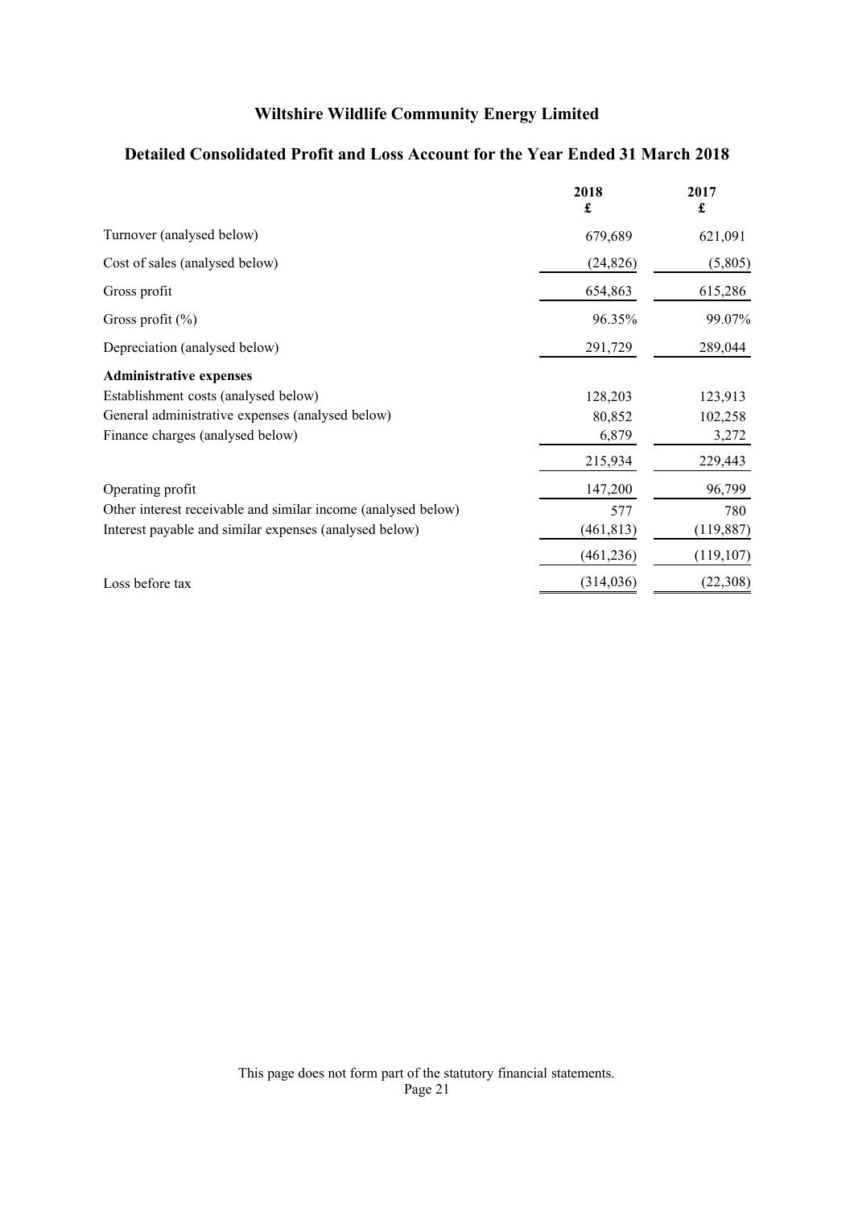# Wiltshire Wildlife Community Energy Limited

## Detailed Consolidated Profit and Loss Account for the Year Ended 31 March 2018

| | 2018<br>£ | 2017<br>£ |
|---|---|---|
| Turnover (analysed below) | 679,689 | 621,091 |
| Cost of sales (analysed below) | (24,826) | (5,805) |
| Gross profit | 654,863 | 615,286 |
| Gross profit (%) | 96.35% | 99.07% |
| Depreciation (analysed below) | 291,729 | 289,044 |
| **Administrative expenses** | | |
| Establishment costs (analysed below) | 128,203 | 123,913 |
| General administrative expenses (analysed below) | 80,852 | 102,258 |
| Finance charges (analysed below) | 6,879 | 3,272 |
| | 215,934 | 229,443 |
| Operating profit | 147,200 | 96,799 |
| Other interest receivable and similar income (analysed below) | 577 | 780 |
| Interest payable and similar expenses (analysed below) | (461,813) | (119,887) |
| | (461,236) | (119,107) |
| Loss before tax | (314,036) | (22,308) |

This page does not form part of the statutory financial statements.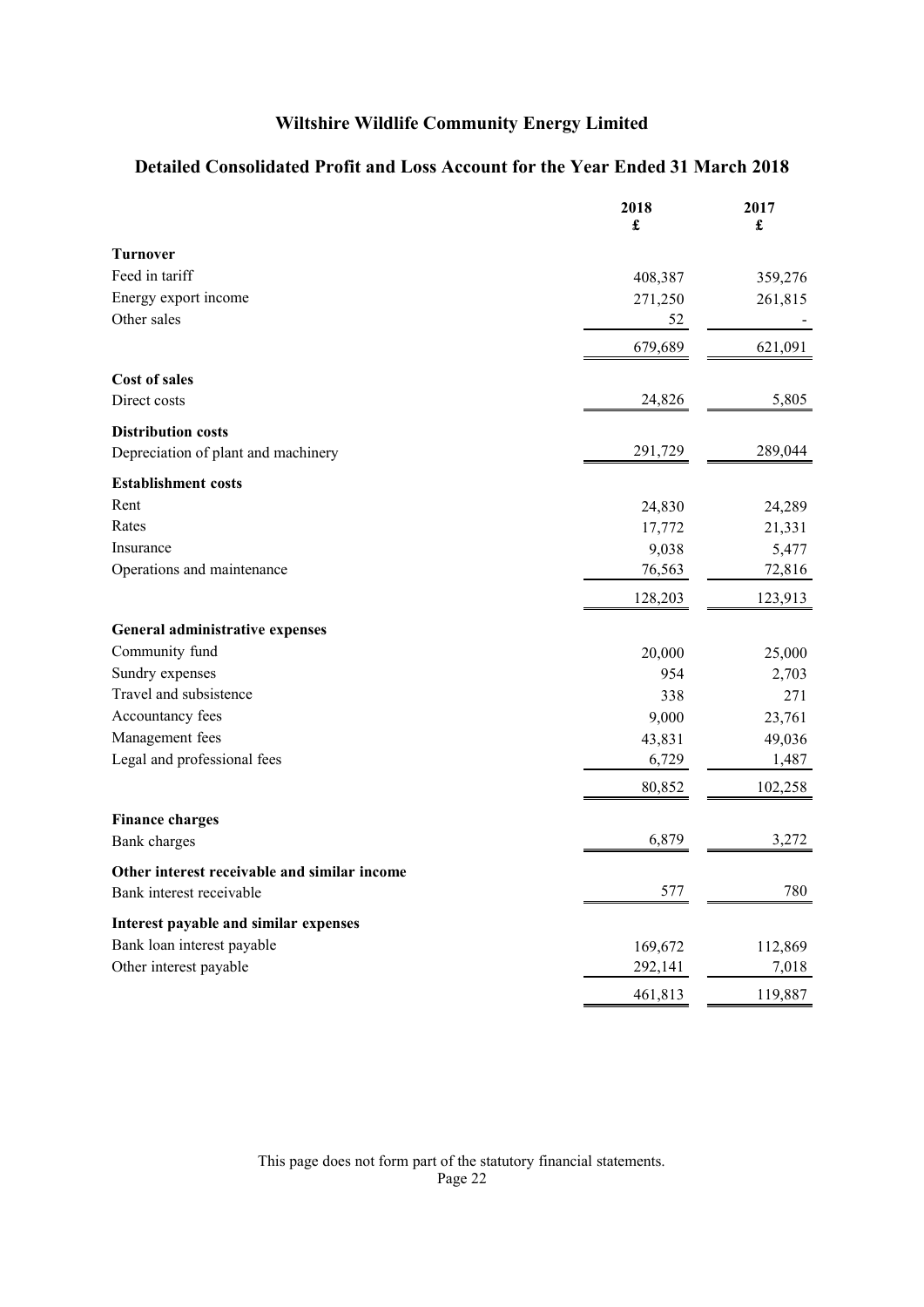# Wiltshire Wildlife Community Energy Limited

## Detailed Consolidated Profit and Loss Account for the Year Ended 31 March 2018

| | 2018 £ | 2017 £ |
|---|---|---|
| **Turnover** | | |
| Feed in tariff | 408,387 | 359,276 |
| Energy export income | 271,250 | 261,815 |
| Other sales | 52 | - |
| | 679,689 | 621,091 |
| **Cost of sales** | | |
| Direct costs | 24,826 | 5,805 |
| **Distribution costs** | | |
| Depreciation of plant and machinery | 291,729 | 289,044 |
| **Establishment costs** | | |
| Rent | 24,830 | 24,289 |
| Rates | 17,772 | 21,331 |
| Insurance | 9,038 | 5,477 |
| Operations and maintenance | 76,563 | 72,816 |
| | 128,203 | 123,913 |
| **General administrative expenses** | | |
| Community fund | 20,000 | 25,000 |
| Sundry expenses | 954 | 2,703 |
| Travel and subsistence | 338 | 271 |
| Accountancy fees | 9,000 | 23,761 |
| Management fees | 43,831 | 49,036 |
| Legal and professional fees | 6,729 | 1,487 |
| | 80,852 | 102,258 |
| **Finance charges** | | |
| Bank charges | 6,879 | 3,272 |
| **Other interest receivable and similar income** | | |
| Bank interest receivable | 577 | 780 |
| **Interest payable and similar expenses** | | |
| Bank loan interest payable | 169,672 | 112,869 |
| Other interest payable | 292,141 | 7,018 |
| | 461,813 | 119,887 |

This page does not form part of the statutory financial statements.